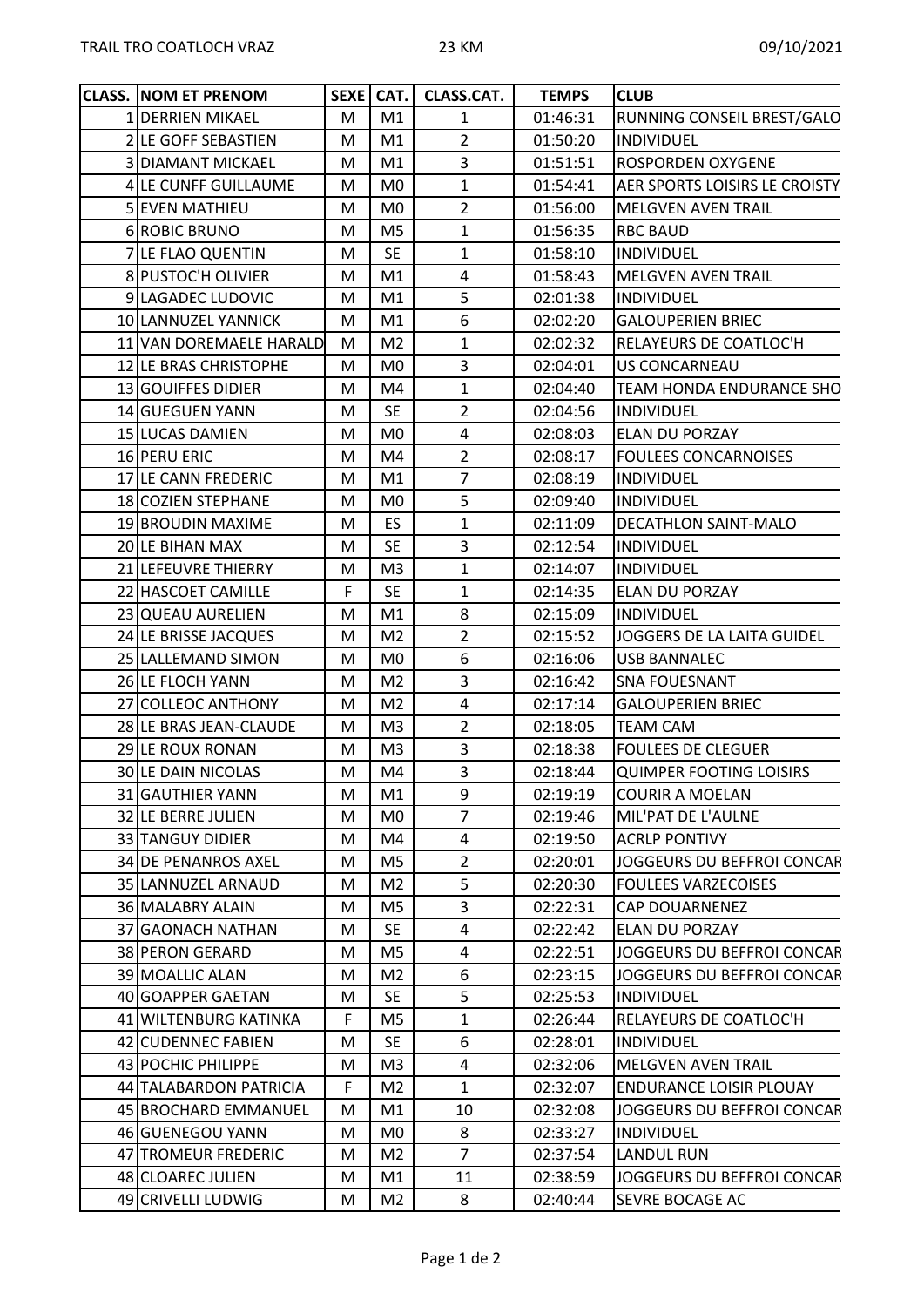TRAIL TRO COATLOCH VRAZ 23 KM 09/10/2021

| CLASS. | NOM ET PRENOM | SEXE | CAT. | CLASS.CAT. | TEMPS | CLUB |
|---|---|---|---|---|---|---|
| 1 | DERRIEN MIKAEL | M | M1 | 1 | 01:46:31 | RUNNING CONSEIL BREST/GALO |
| 2 | LE GOFF SEBASTIEN | M | M1 | 2 | 01:50:20 | INDIVIDUEL |
| 3 | DIAMANT MICKAEL | M | M1 | 3 | 01:51:51 | ROSPORDEN OXYGENE |
| 4 | LE CUNFF GUILLAUME | M | M0 | 1 | 01:54:41 | AER SPORTS LOISIRS LE CROISTY |
| 5 | EVEN MATHIEU | M | M0 | 2 | 01:56:00 | MELGVEN AVEN TRAIL |
| 6 | ROBIC BRUNO | M | M5 | 1 | 01:56:35 | RBC BAUD |
| 7 | LE FLAO QUENTIN | M | SE | 1 | 01:58:10 | INDIVIDUEL |
| 8 | PUSTOC'H OLIVIER | M | M1 | 4 | 01:58:43 | MELGVEN AVEN TRAIL |
| 9 | LAGADEC LUDOVIC | M | M1 | 5 | 02:01:38 | INDIVIDUEL |
| 10 | LANNUZEL YANNICK | M | M1 | 6 | 02:02:20 | GALOUPERIEN BRIEC |
| 11 | VAN DOREMAELE HARALD | M | M2 | 1 | 02:02:32 | RELAYEURS DE COATLOC'H |
| 12 | LE BRAS CHRISTOPHE | M | M0 | 3 | 02:04:01 | US CONCARNEAU |
| 13 | GOUIFFES DIDIER | M | M4 | 1 | 02:04:40 | TEAM HONDA ENDURANCE SHO |
| 14 | GUEGUEN YANN | M | SE | 2 | 02:04:56 | INDIVIDUEL |
| 15 | LUCAS DAMIEN | M | M0 | 4 | 02:08:03 | ELAN DU PORZAY |
| 16 | PERU ERIC | M | M4 | 2 | 02:08:17 | FOULEES CONCARNOISES |
| 17 | LE CANN FREDERIC | M | M1 | 7 | 02:08:19 | INDIVIDUEL |
| 18 | COZIEN STEPHANE | M | M0 | 5 | 02:09:40 | INDIVIDUEL |
| 19 | BROUDIN MAXIME | M | ES | 1 | 02:11:09 | DECATHLON SAINT-MALO |
| 20 | LE BIHAN MAX | M | SE | 3 | 02:12:54 | INDIVIDUEL |
| 21 | LEFEUVRE THIERRY | M | M3 | 1 | 02:14:07 | INDIVIDUEL |
| 22 | HASCOET CAMILLE | F | SE | 1 | 02:14:35 | ELAN DU PORZAY |
| 23 | QUEAU AURELIEN | M | M1 | 8 | 02:15:09 | INDIVIDUEL |
| 24 | LE BRISSE JACQUES | M | M2 | 2 | 02:15:52 | JOGGERS DE LA LAITA GUIDEL |
| 25 | LALLEMAND SIMON | M | M0 | 6 | 02:16:06 | USB BANNALEC |
| 26 | LE FLOCH YANN | M | M2 | 3 | 02:16:42 | SNA FOUESNANT |
| 27 | COLLEOC ANTHONY | M | M2 | 4 | 02:17:14 | GALOUPERIEN BRIEC |
| 28 | LE BRAS JEAN-CLAUDE | M | M3 | 2 | 02:18:05 | TEAM CAM |
| 29 | LE ROUX RONAN | M | M3 | 3 | 02:18:38 | FOULEES DE CLEGUER |
| 30 | LE DAIN NICOLAS | M | M4 | 3 | 02:18:44 | QUIMPER FOOTING LOISIRS |
| 31 | GAUTHIER YANN | M | M1 | 9 | 02:19:19 | COURIR A MOELAN |
| 32 | LE BERRE JULIEN | M | M0 | 7 | 02:19:46 | MIL'PAT DE L'AULNE |
| 33 | TANGUY DIDIER | M | M4 | 4 | 02:19:50 | ACRLP PONTIVY |
| 34 | DE PENANROS AXEL | M | M5 | 2 | 02:20:01 | JOGGEURS DU BEFFROI CONCAR |
| 35 | LANNUZEL ARNAUD | M | M2 | 5 | 02:20:30 | FOULEES VARZECOISES |
| 36 | MALABRY ALAIN | M | M5 | 3 | 02:22:31 | CAP DOUARNENEZ |
| 37 | GAONACH NATHAN | M | SE | 4 | 02:22:42 | ELAN DU PORZAY |
| 38 | PERON GERARD | M | M5 | 4 | 02:22:51 | JOGGEURS DU BEFFROI CONCAR |
| 39 | MOALLIC ALAN | M | M2 | 6 | 02:23:15 | JOGGEURS DU BEFFROI CONCAR |
| 40 | GOAPPER GAETAN | M | SE | 5 | 02:25:53 | INDIVIDUEL |
| 41 | WILTENBURG KATINKA | F | M5 | 1 | 02:26:44 | RELAYEURS DE COATLOC'H |
| 42 | CUDENNEC FABIEN | M | SE | 6 | 02:28:01 | INDIVIDUEL |
| 43 | POCHIC PHILIPPE | M | M3 | 4 | 02:32:06 | MELGVEN AVEN TRAIL |
| 44 | TALABARDON PATRICIA | F | M2 | 1 | 02:32:07 | ENDURANCE LOISIR PLOUAY |
| 45 | BROCHARD EMMANUEL | M | M1 | 10 | 02:32:08 | JOGGEURS DU BEFFROI CONCAR |
| 46 | GUENEGOU YANN | M | M0 | 8 | 02:33:27 | INDIVIDUEL |
| 47 | TROMEUR FREDERIC | M | M2 | 7 | 02:37:54 | LANDUL RUN |
| 48 | CLOAREC JULIEN | M | M1 | 11 | 02:38:59 | JOGGEURS DU BEFFROI CONCAR |
| 49 | CRIVELLI LUDWIG | M | M2 | 8 | 02:40:44 | SEVRE BOCAGE AC |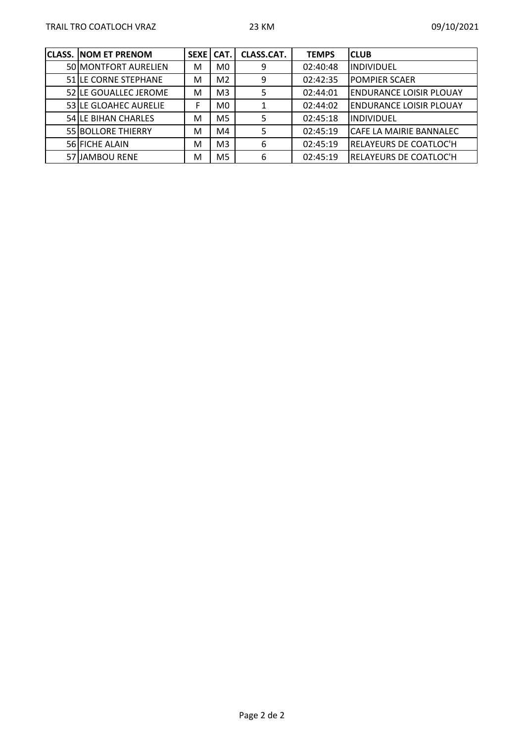TRAIL TRO COATLOCH VRAZ 23 KM 09/10/2021

| CLASS. | NOM ET PRENOM | SEXE | CAT. | CLASS.CAT. | TEMPS | CLUB |
|---|---|---|---|---|---|---|
| 50 | MONTFORT AURELIEN | M | M0 | 9 | 02:40:48 | INDIVIDUEL |
| 51 | LE CORNE STEPHANE | M | M2 | 9 | 02:42:35 | POMPIER SCAER |
| 52 | LE GOUALLEC JEROME | M | M3 | 5 | 02:44:01 | ENDURANCE LOISIR PLOUAY |
| 53 | LE GLOAHEC AURELIE | F | M0 | 1 | 02:44:02 | ENDURANCE LOISIR PLOUAY |
| 54 | LE BIHAN CHARLES | M | M5 | 5 | 02:45:18 | INDIVIDUEL |
| 55 | BOLLORE THIERRY | M | M4 | 5 | 02:45:19 | CAFE LA MAIRIE BANNALEC |
| 56 | FICHE ALAIN | M | M3 | 6 | 02:45:19 | RELAYEURS DE COATLOC'H |
| 57 | JAMBOU RENE | M | M5 | 6 | 02:45:19 | RELAYEURS DE COATLOC'H |